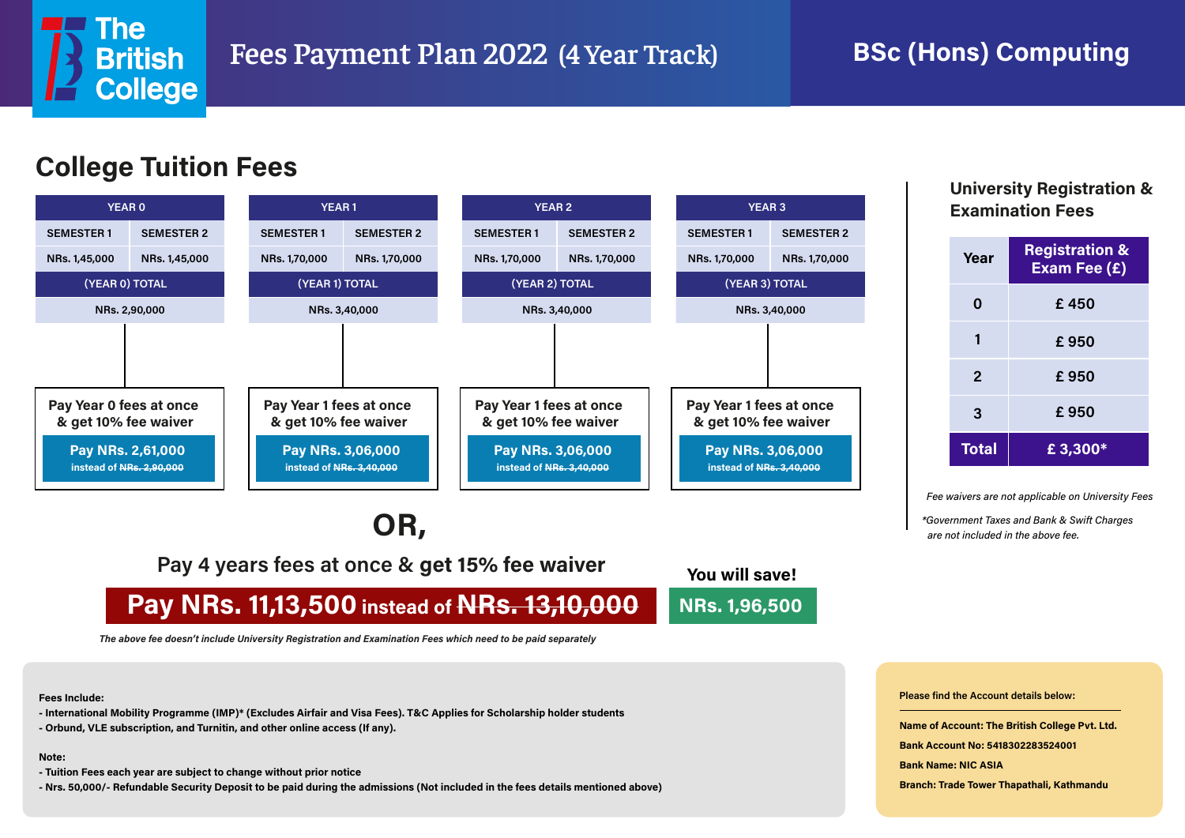# The British College

## Fees Payment Plan 2022 (4 Year Track)

## BSc (Hons) Computing

## College Tuition Fees

| YEAR 0 | | YEAR 1 | | YEAR 2 | | YEAR 3 | |
|---|---|---|---|---|---|---|---|
| SEMESTER 1 | SEMESTER 2 | SEMESTER 1 | SEMESTER 2 | SEMESTER 1 | SEMESTER 2 | SEMESTER 1 | SEMESTER 2 |
| NRs. 1,45,000 | NRs. 1,45,000 | NRs. 1,70,000 | NRs. 1,70,000 | NRs. 1,70,000 | NRs. 1,70,000 | NRs. 1,70,000 | NRs. 1,70,000 |
| (YEAR 0) TOTAL | | (YEAR 1) TOTAL | | (YEAR 2) TOTAL | | (YEAR 3) TOTAL | |
| NRs. 2,90,000 | | NRs. 3,40,000 | | NRs. 3,40,000 | | NRs. 3,40,000 | |

**Pay Year 0 fees at once & get 10% fee waiver**
Pay NRs. 2,61,000 instead of ~~NRs. 2,90,000~~

**Pay Year 1 fees at once & get 10% fee waiver**
Pay NRs. 3,06,000 instead of ~~NRs. 3,40,000~~

**Pay Year 1 fees at once & get 10% fee waiver**
Pay NRs. 3,06,000 instead of ~~NRs. 3,40,000~~

**Pay Year 1 fees at once & get 10% fee waiver**
Pay NRs. 3,06,000 instead of ~~NRs. 3,40,000~~

## OR,

### Pay 4 years fees at once & get 15% fee waiver

**Pay NRs. 11,13,500 instead of ~~NRs. 13,10,000~~**

**You will save! NRs. 1,96,500**

*The above fee doesn't include University Registration and Examination Fees which need to be paid separately*

## University Registration & Examination Fees

| Year | Registration & Exam Fee (£) |
|---|---|
| 0 | £ 450 |
| 1 | £ 950 |
| 2 | £ 950 |
| 3 | £ 950 |
| **Total** | **£ 3,300*** |

*Fee waivers are not applicable on University Fees*

*\*Government Taxes and Bank & Swift Charges are not included in the above fee.*

**Fees Include:**

- International Mobility Programme (IMP)* (Excludes Airfair and Visa Fees). T&C Applies for Scholarship holder students
- Orbund, VLE subscription, and Turnitin, and other online access (If any).

**Note:**

- Tuition Fees each year are subject to change without prior notice
- Nrs. 50,000/- Refundable Security Deposit to be paid during the admissions (Not included in the fees details mentioned above)

**Please find the Account details below:**

**Name of Account: The British College Pvt. Ltd.**
**Bank Account No: 5418302283524001**
**Bank Name: NIC ASIA**
**Branch: Trade Tower Thapathali, Kathmandu**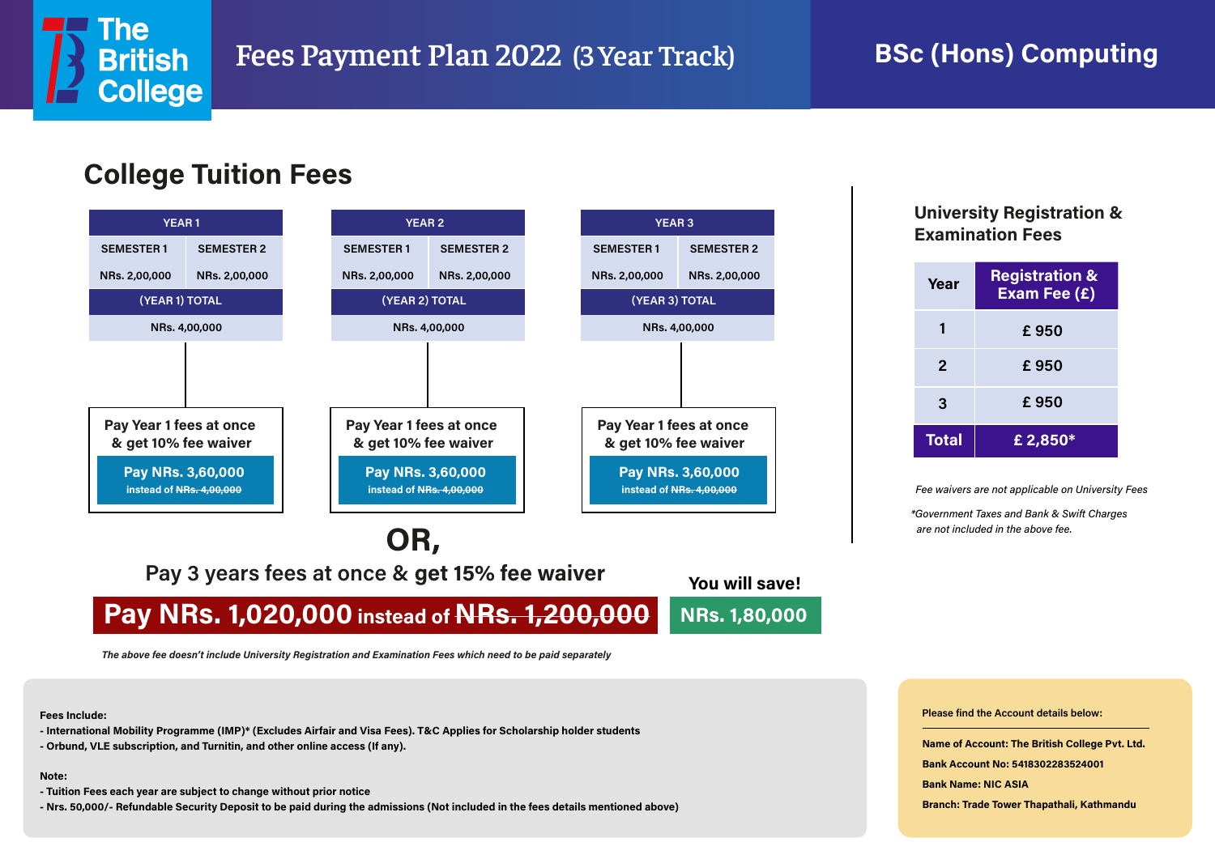# The British College

## Fees Payment Plan 2022 (3 Year Track)

## BSc (Hons) Computing

## College Tuition Fees

| YEAR 1 | |
|---|---|
| SEMESTER 1 | SEMESTER 2 |
| NRs. 2,00,000 | NRs. 2,00,000 |
| (YEAR 1) TOTAL | |
| NRs. 4,00,000 | |

Pay Year 1 fees at once & get 10% fee waiver

**Pay NRs. 3,60,000** instead of ~~NRs. 4,00,000~~

| YEAR 2 | |
|---|---|
| SEMESTER 1 | SEMESTER 2 |
| NRs. 2,00,000 | NRs. 2,00,000 |
| (YEAR 2) TOTAL | |
| NRs. 4,00,000 | |

Pay Year 1 fees at once & get 10% fee waiver

**Pay NRs. 3,60,000** instead of ~~NRs. 4,00,000~~

| YEAR 3 | |
|---|---|
| SEMESTER 1 | SEMESTER 2 |
| NRs. 2,00,000 | NRs. 2,00,000 |
| (YEAR 3) TOTAL | |
| NRs. 4,00,000 | |

Pay Year 1 fees at once & get 10% fee waiver

**Pay NRs. 3,60,000** instead of ~~NRs. 4,00,000~~

# OR,

### Pay 3 years fees at once & get 15% fee waiver

**Pay NRs. 1,020,000** instead of ~~NRs. 1,200,000~~

**You will save!** NRs. 1,80,000

*The above fee doesn't include University Registration and Examination Fees which need to be paid separately*

## University Registration & Examination Fees

| Year | Registration & Exam Fee (£) |
|---|---|
| 1 | £ 950 |
| 2 | £ 950 |
| 3 | £ 950 |
| **Total** | **£ 2,850*** |

*Fee waivers are not applicable on University Fees*

*\*Government Taxes and Bank & Swift Charges are not included in the above fee.*

**Fees Include:**

- International Mobility Programme (IMP)* (Excludes Airfair and Visa Fees). T&C Applies for Scholarship holder students
- Orbund, VLE subscription, and Turnitin, and other online access (If any).

**Note:**

- Tuition Fees each year are subject to change without prior notice
- Nrs. 50,000/- Refundable Security Deposit to be paid during the admissions (Not included in the fees details mentioned above)

**Please find the Account details below:**

Name of Account: The British College Pvt. Ltd.

Bank Account No: 5418302283524001

Bank Name: NIC ASIA

Branch: Trade Tower Thapathali, Kathmandu